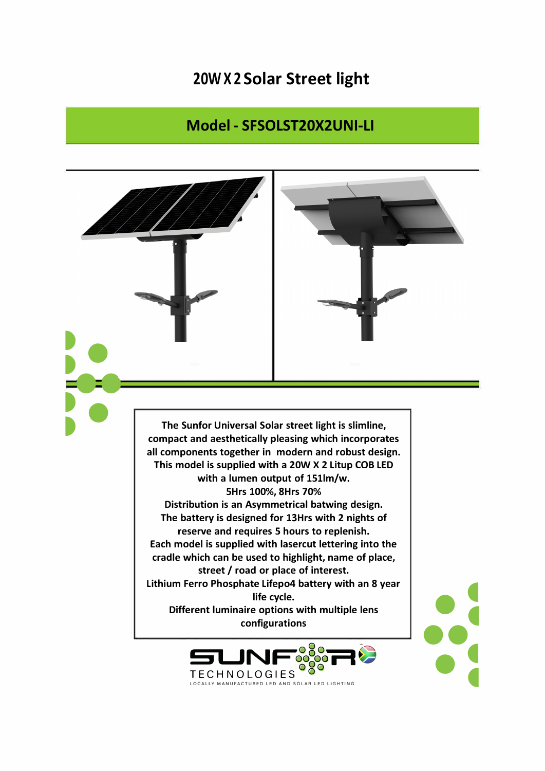# 20W X 2 Solar Street light

## Model - SFSOLST20X2UNI-LI

The Sunfor Universal Solar street light is slimline, compact and aesthetically pleasing which incorporates all components together in modern and robust design.
This model is supplied with a 20W X 2 Litup COB LED with a lumen output of 151lm/w.
5Hrs 100%, 8Hrs 70%
Distribution is an Asymmetrical batwing design.
The battery is designed for 13Hrs with 2 nights of reserve and requires 5 hours to replenish.
Each model is supplied with lasercut lettering into the cradle which can be used to highlight, name of place, street / road or place of interest.
Lithium Ferro Phosphate Lifepo4 battery with an 8 year life cycle.
Different luminaire options with multiple lens configurations

SUNFOR TECHNOLOGIES
LOCALLY MANUFACTURED LED AND SOLAR LED LIGHTING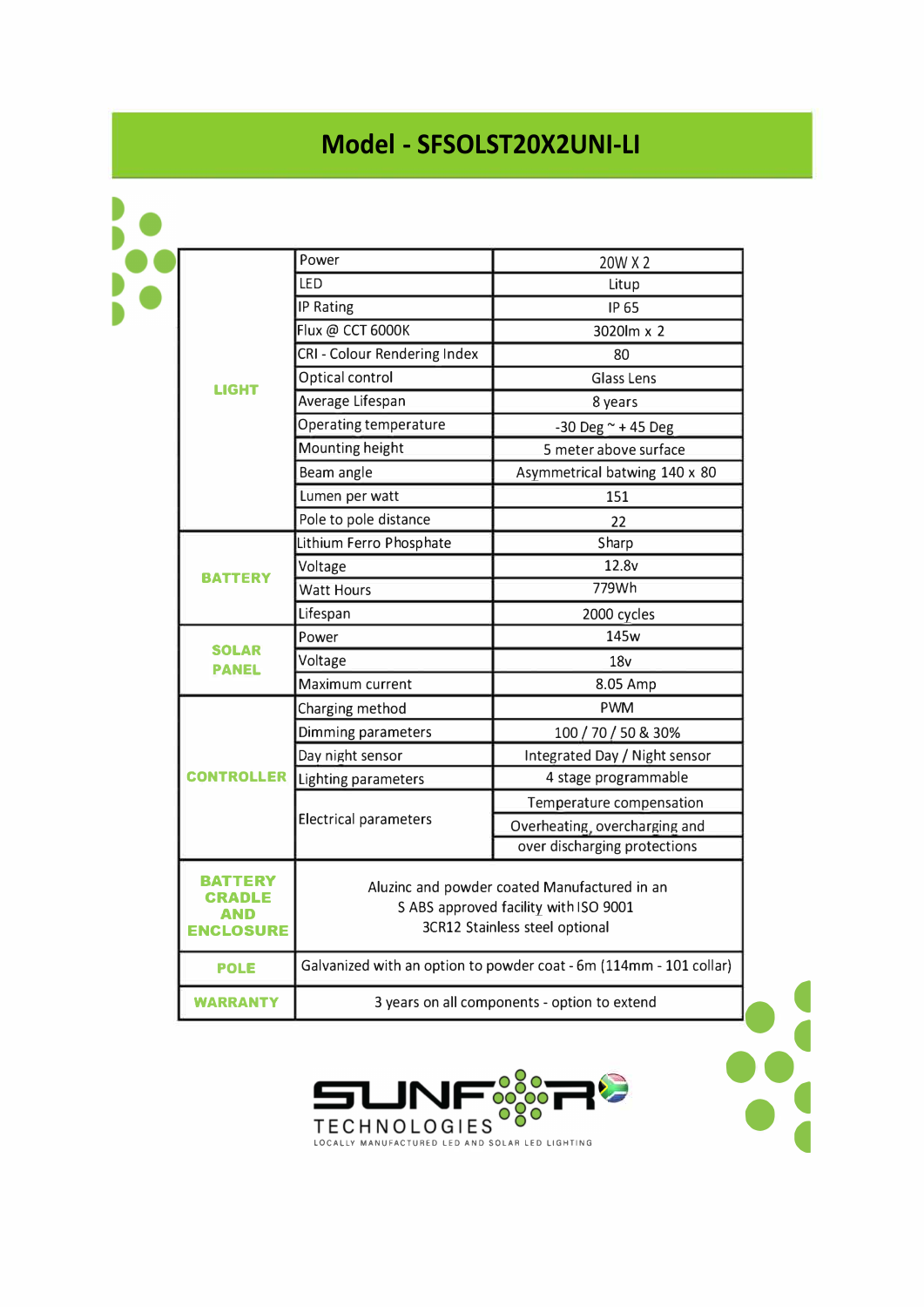# Model - SFSOLST20X2UNI-LI

| | | |
|---|---|---|
| **LIGHT** | Power | 20W X 2 |
| | LED | Litup |
| | IP Rating | IP 65 |
| | Flux @ CCT 6000K | 3020lm x 2 |
| | CRI - Colour Rendering Index | 80 |
| | Optical control | Glass Lens |
| | Average Lifespan | 8 years |
| | Operating temperature | -30 Deg ~ + 45 Deg |
| | Mounting height | 5 meter above surface |
| | Beam angle | Asymmetrical batwing 140 x 80 |
| | Lumen per watt | 151 |
| | Pole to pole distance | 22 |
| **BATTERY** | Lithium Ferro Phosphate | Sharp |
| | Voltage | 12.8v |
| | Watt Hours | 779Wh |
| | Lifespan | 2000 cycles |
| **SOLAR PANEL** | Power | 145w |
| | Voltage | 18v |
| | Maximum current | 8.05 Amp |
| **CONTROLLER** | Charging method | PWM |
| | Dimming parameters | 100 / 70 / 50 & 30% |
| | Day night sensor | Integrated Day / Night sensor |
| | Lighting parameters | 4 stage programmable |
| | Electrical parameters | Temperature compensation |
| | | Overheating, overcharging and over discharging protections |
| **BATTERY CRADLE AND ENCLOSURE** | Aluzinc and powder coated Manufactured in an S ABS approved facility with ISO 9001 3CR12 Stainless steel optional | |
| **POLE** | Galvanized with an option to powder coat - 6m (114mm - 101 collar) | |
| **WARRANTY** | 3 years on all components - option to extend | |

SUNFOR TECHNOLOGIES
LOCALLY MANUFACTURED LED AND SOLAR LED LIGHTING